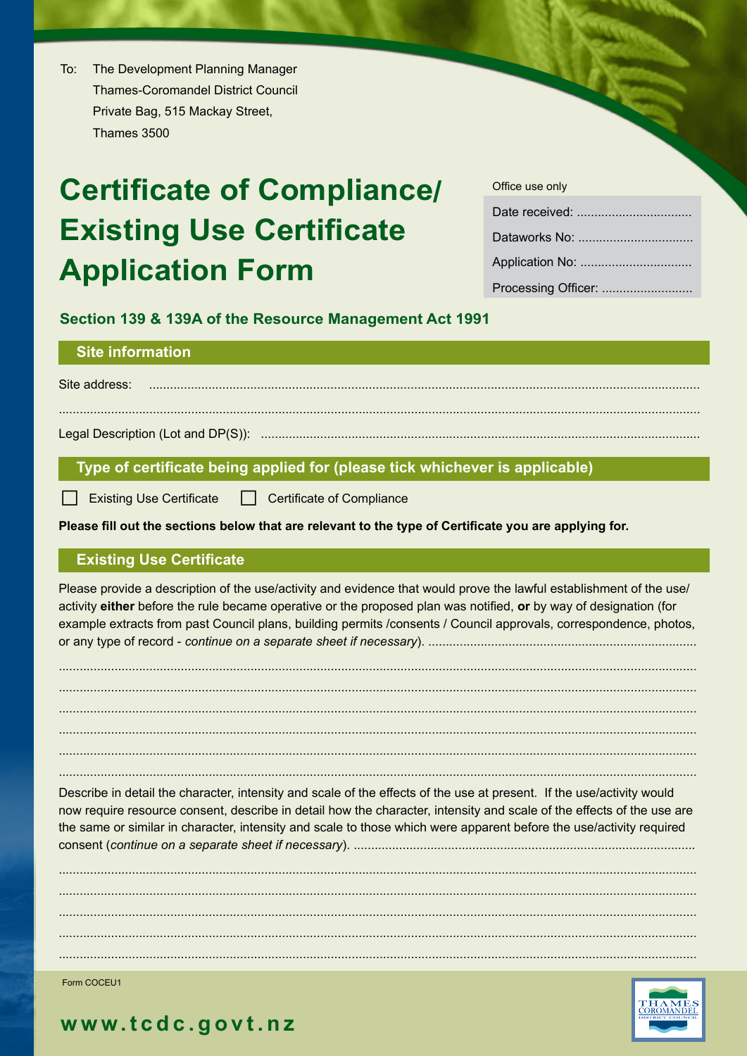To: The Development Planning Manager
Thames-Coromandel District Council
Private Bag, 515 Mackay Street,
Thames 3500

# Certificate of Compliance/ Existing Use Certificate Application Form

| Office use only |
|---|
| Date received: ................................ |
| Dataworks No: ................................ |
| Application No: ................................ |
| Processing Officer: .......................... |

### Section 139 & 139A of the Resource Management Act 1991

## Site information

Site address: ..........................................................................................................................................

..........................................................................................................................................................

Legal Description (Lot and DP(S)): ............................................................................................................

## Type of certificate being applied for (please tick whichever is applicable)

☐ Existing Use Certificate ☐ Certificate of Compliance

**Please fill out the sections below that are relevant to the type of Certificate you are applying for.**

## Existing Use Certificate

Please provide a description of the use/activity and evidence that would prove the lawful establishment of the use/activity **either** before the rule became operative or the proposed plan was notified, **or** by way of designation (for example extracts from past Council plans, building permits /consents / Council approvals, correspondence, photos, or any type of record - *continue on a separate sheet if necessary*). ..........................................................................

..........................................................................................................................................................

..........................................................................................................................................................

..........................................................................................................................................................

..........................................................................................................................................................

..........................................................................................................................................................

..........................................................................................................................................................

Describe in detail the character, intensity and scale of the effects of the use at present. If the use/activity would now require resource consent, describe in detail how the character, intensity and scale of the effects of the use are the same or similar in character, intensity and scale to those which were apparent before the use/activity required consent (*continue on a separate sheet if necessary*). ................................................................................................

..........................................................................................................................................................

..........................................................................................................................................................

..........................................................................................................................................................

..........................................................................................................................................................

..........................................................................................................................................................

Form COCEU1

**www.tcdc.govt.nz**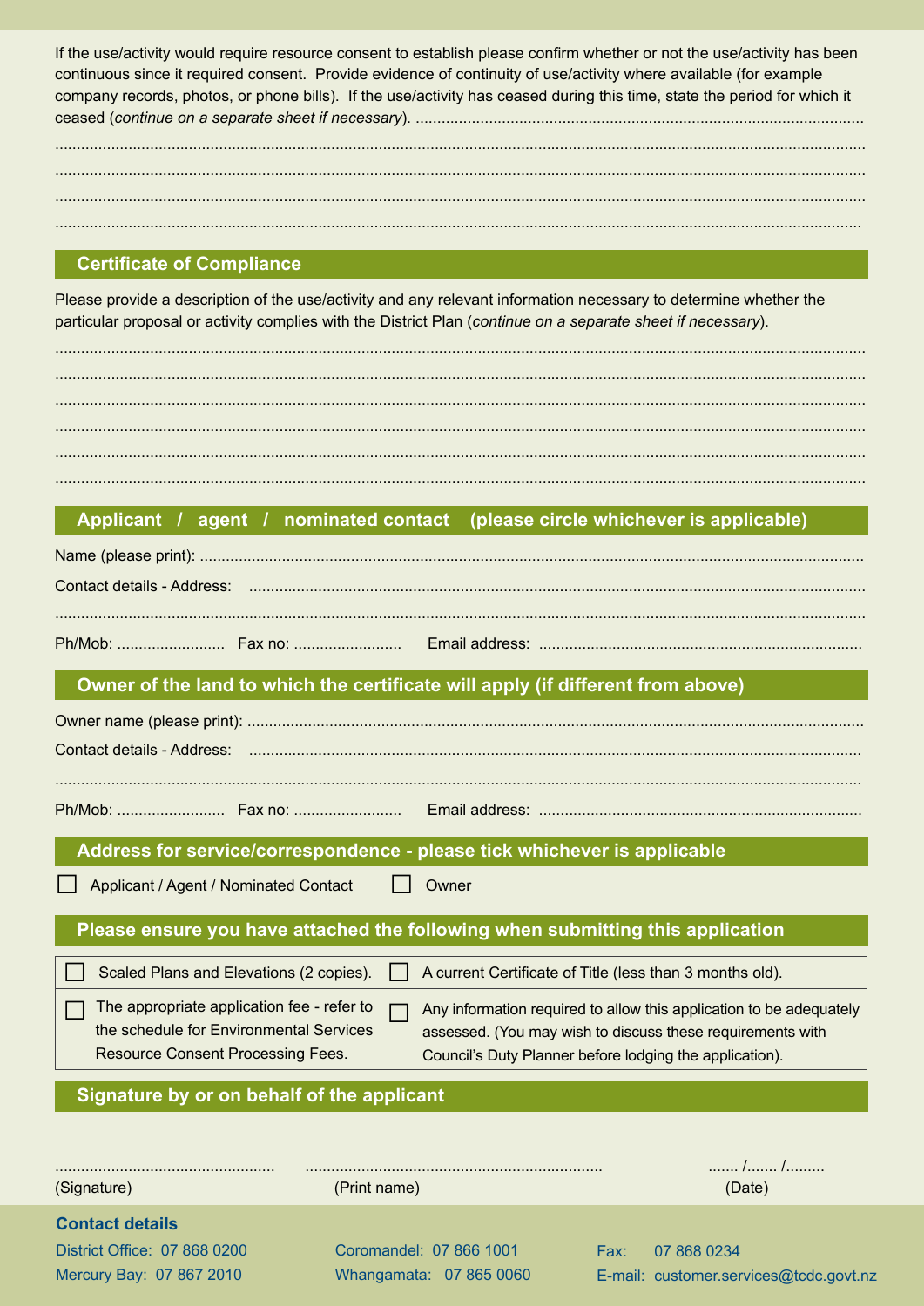If the use/activity would require resource consent to establish please confirm whether or not the use/activity has been continuous since it required consent. Provide evidence of continuity of use/activity where available (for example company records, photos, or phone bills). If the use/activity has ceased during this time, state the period for which it ceased (*continue on a separate sheet if necessary*). ......................................................................................................

.......................................................................................................................................................................

.......................................................................................................................................................................

.......................................................................................................................................................................

.......................................................................................................................................................................

## Certificate of Compliance

Please provide a description of the use/activity and any relevant information necessary to determine whether the particular proposal or activity complies with the District Plan (*continue on a separate sheet if necessary*).

.......................................................................................................................................................................

.......................................................................................................................................................................

.......................................................................................................................................................................

.......................................................................................................................................................................

.......................................................................................................................................................................

.......................................................................................................................................................................

## Applicant / agent / nominated contact (please circle whichever is applicable)

Name (please print): .......................................................................................................................................

Contact details - Address: .............................................................................................................................

.......................................................................................................................................................................

Ph/Mob: ......................... Fax no: ......................... Email address: ..........................................................................

## Owner of the land to which the certificate will apply (if different from above)

Owner name (please print): ............................................................................................................................

Contact details - Address: .............................................................................................................................

.......................................................................................................................................................................

Ph/Mob: ......................... Fax no: ......................... Email address: ..........................................................................

## Address for service/correspondence - please tick whichever is applicable

☐ Applicant / Agent / Nominated Contact ☐ Owner

## Please ensure you have attached the following when submitting this application

| | |
|---|---|
| ☐ Scaled Plans and Elevations (2 copies). | ☐ A current Certificate of Title (less than 3 months old). |
| ☐ The appropriate application fee - refer to the schedule for Environmental Services Resource Consent Processing Fees. | ☐ Any information required to allow this application to be adequately assessed. (You may wish to discuss these requirements with Council's Duty Planner before lodging the application). |

## Signature by or on behalf of the applicant

................................................... ..................................................................... ....... /....... /.........

(Signature) (Print name) (Date)

**Contact details**

District Office: 07 868 0200
Mercury Bay: 07 867 2010
Coromandel: 07 866 1001
Whangamata: 07 865 0060
Fax: 07 868 0234
E-mail: customer.services@tcdc.govt.nz